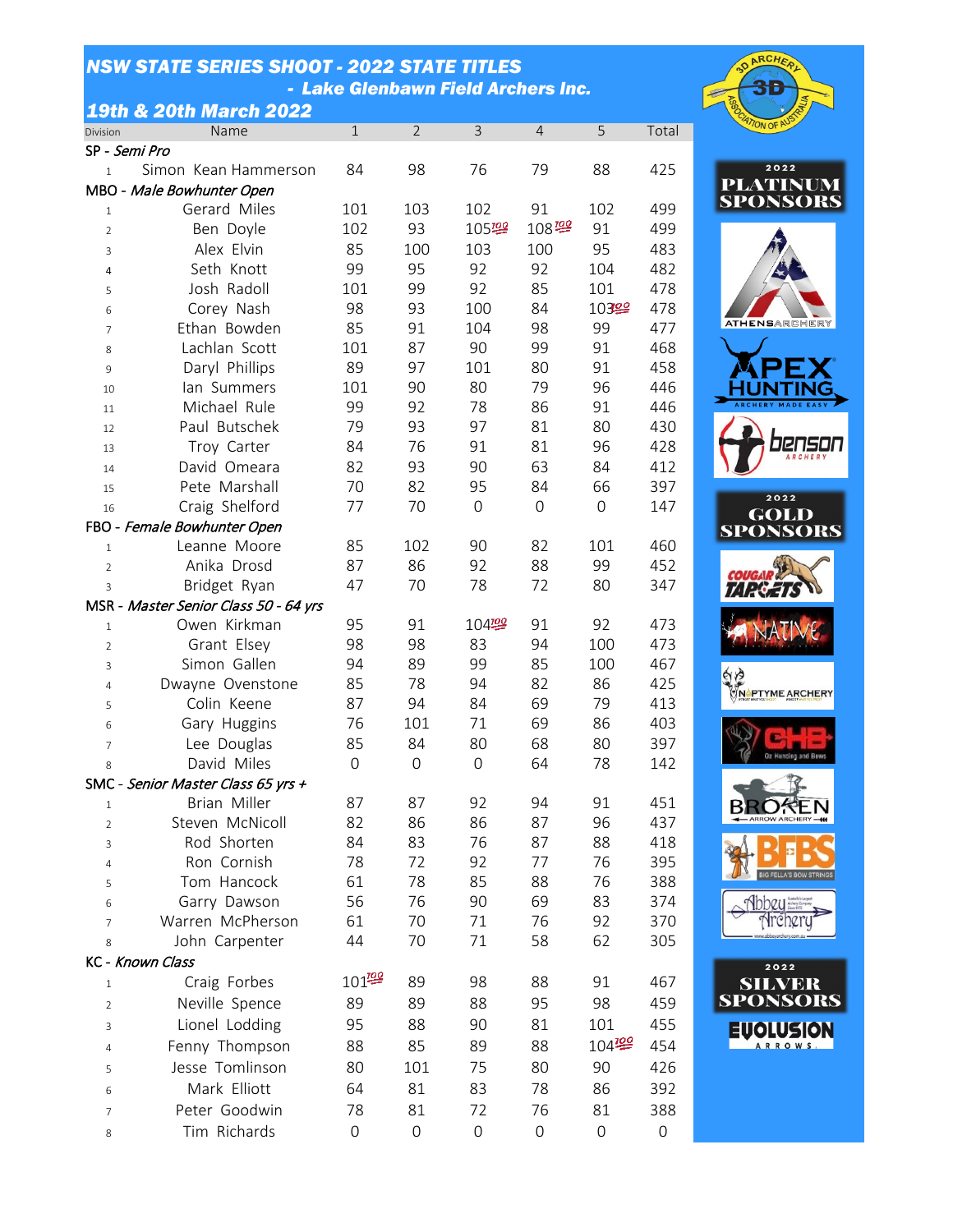# NSW STATE SERIES SHOOT - 2022 STATE TITLES
## - Lake Glenbawn Field Archers Inc.
### 19th & 20th March 2022

| Division | Name | 1 | 2 | 3 | 4 | 5 | Total |
|---|---|---|---|---|---|---|---|
| SP - *Semi Pro* | | | | | | | |
| 1 | Simon Kean Hammerson | 84 | 98 | 76 | 79 | 88 | 425 |
| MBO - *Male Bowhunter Open* | | | | | | | |
| 1 | Gerard Miles | 101 | 103 | 102 | 91 | 102 | 499 |
| 2 | Ben Doyle | 102 | 93 | 105💯 | 108💯 | 91 | 499 |
| 3 | Alex Elvin | 85 | 100 | 103 | 100 | 95 | 483 |
| 4 | Seth Knott | 99 | 95 | 92 | 92 | 104 | 482 |
| 5 | Josh Radoll | 101 | 99 | 92 | 85 | 101 | 478 |
| 6 | Corey Nash | 98 | 93 | 100 | 84 | 103💯 | 478 |
| 7 | Ethan Bowden | 85 | 91 | 104 | 98 | 99 | 477 |
| 8 | Lachlan Scott | 101 | 87 | 90 | 99 | 91 | 468 |
| 9 | Daryl Phillips | 89 | 97 | 101 | 80 | 91 | 458 |
| 10 | Ian Summers | 101 | 90 | 80 | 79 | 96 | 446 |
| 11 | Michael Rule | 99 | 92 | 78 | 86 | 91 | 446 |
| 12 | Paul Butschek | 79 | 93 | 97 | 81 | 80 | 430 |
| 13 | Troy Carter | 84 | 76 | 91 | 81 | 96 | 428 |
| 14 | David Omeara | 82 | 93 | 90 | 63 | 84 | 412 |
| 15 | Pete Marshall | 70 | 82 | 95 | 84 | 66 | 397 |
| 16 | Craig Shelford | 77 | 70 | 0 | 0 | 0 | 147 |
| FBO - *Female Bowhunter Open* | | | | | | | |
| 1 | Leanne Moore | 85 | 102 | 90 | 82 | 101 | 460 |
| 2 | Anika Drosd | 87 | 86 | 92 | 88 | 99 | 452 |
| 3 | Bridget Ryan | 47 | 70 | 78 | 72 | 80 | 347 |
| MSR - *Master Senior Class 50 - 64 yrs* | | | | | | | |
| 1 | Owen Kirkman | 95 | 91 | 104💯 | 91 | 92 | 473 |
| 2 | Grant Elsey | 98 | 98 | 83 | 94 | 100 | 473 |
| 3 | Simon Gallen | 94 | 89 | 99 | 85 | 100 | 467 |
| 4 | Dwayne Ovenstone | 85 | 78 | 94 | 82 | 86 | 425 |
| 5 | Colin Keene | 87 | 94 | 84 | 69 | 79 | 413 |
| 6 | Gary Huggins | 76 | 101 | 71 | 69 | 86 | 403 |
| 7 | Lee Douglas | 85 | 84 | 80 | 68 | 80 | 397 |
| 8 | David Miles | 0 | 0 | 0 | 64 | 78 | 142 |
| SMC - *Senior Master Class 65 yrs +* | | | | | | | |
| 1 | Brian Miller | 87 | 87 | 92 | 94 | 91 | 451 |
| 2 | Steven McNicoll | 82 | 86 | 86 | 87 | 96 | 437 |
| 3 | Rod Shorten | 84 | 83 | 76 | 87 | 88 | 418 |
| 4 | Ron Cornish | 78 | 72 | 92 | 77 | 76 | 395 |
| 5 | Tom Hancock | 61 | 78 | 85 | 88 | 76 | 388 |
| 6 | Garry Dawson | 56 | 76 | 90 | 69 | 83 | 374 |
| 7 | Warren McPherson | 61 | 70 | 71 | 76 | 92 | 370 |
| 8 | John Carpenter | 44 | 70 | 71 | 58 | 62 | 305 |
| KC - *Known Class* | | | | | | | |
| 1 | Craig Forbes | 101💯 | 89 | 98 | 88 | 91 | 467 |
| 2 | Neville Spence | 89 | 89 | 88 | 95 | 98 | 459 |
| 3 | Lionel Lodding | 95 | 88 | 90 | 81 | 101 | 455 |
| 4 | Fenny Thompson | 88 | 85 | 89 | 88 | 104💯 | 454 |
| 5 | Jesse Tomlinson | 80 | 101 | 75 | 80 | 90 | 426 |
| 6 | Mark Elliott | 64 | 81 | 83 | 78 | 86 | 392 |
| 7 | Peter Goodwin | 78 | 81 | 72 | 76 | 81 | 388 |
| 8 | Tim Richards | 0 | 0 | 0 | 0 | 0 | 0 |

**2022 PLATINUM SPONSORS**

ATHENS ARCHERY

APEX HUNTING

benson ARCHERY

**2022 GOLD SPONSORS**

COUGAR TARGETS

NATIVE

NAPTYME ARCHERY

OHB Oz Hunting and Bows

BROKEN ARROW ARCHERY

BFBS BIG FELLA'S BOW STRINGS

Abbey Archery

**2022 SILVER SPONSORS**

EVOLUSION ARROWS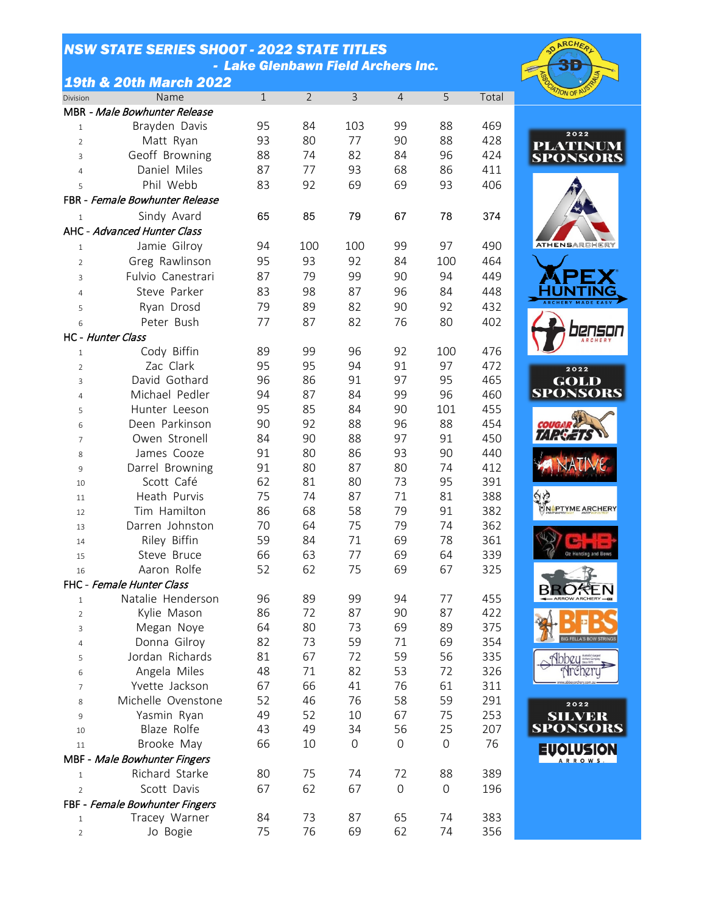# NSW STATE SERIES SHOOT - 2022 STATE TITLES

## - Lake Glenbawn Field Archers Inc.

### 19th & 20th March 2022

| Division | Name | 1 | 2 | 3 | 4 | 5 | Total |
|---|---|---|---|---|---|---|---|
| MBR - *Male Bowhunter Release* | | | | | | | |
| 1 | Brayden Davis | 95 | 84 | 103 | 99 | 88 | 469 |
| 2 | Matt Ryan | 93 | 80 | 77 | 90 | 88 | 428 |
| 3 | Geoff Browning | 88 | 74 | 82 | 84 | 96 | 424 |
| 4 | Daniel Miles | 87 | 77 | 93 | 68 | 86 | 411 |
| 5 | Phil Webb | 83 | 92 | 69 | 69 | 93 | 406 |
| FBR - *Female Bowhunter Release* | | | | | | | |
| 1 | Sindy Avard | 65 | 85 | 79 | 67 | 78 | 374 |
| AHC - *Advanced Hunter Class* | | | | | | | |
| 1 | Jamie Gilroy | 94 | 100 | 100 | 99 | 97 | 490 |
| 2 | Greg Rawlinson | 95 | 93 | 92 | 84 | 100 | 464 |
| 3 | Fulvio Canestrari | 87 | 79 | 99 | 90 | 94 | 449 |
| 4 | Steve Parker | 83 | 98 | 87 | 96 | 84 | 448 |
| 5 | Ryan Drosd | 79 | 89 | 82 | 90 | 92 | 432 |
| 6 | Peter Bush | 77 | 87 | 82 | 76 | 80 | 402 |
| HC - *Hunter Class* | | | | | | | |
| 1 | Cody Biffin | 89 | 99 | 96 | 92 | 100 | 476 |
| 2 | Zac Clark | 95 | 95 | 94 | 91 | 97 | 472 |
| 3 | David Gothard | 96 | 86 | 91 | 97 | 95 | 465 |
| 4 | Michael Pedler | 94 | 87 | 84 | 99 | 96 | 460 |
| 5 | Hunter Leeson | 95 | 85 | 84 | 90 | 101 | 455 |
| 6 | Deen Parkinson | 90 | 92 | 88 | 96 | 88 | 454 |
| 7 | Owen Stronell | 84 | 90 | 88 | 97 | 91 | 450 |
| 8 | James Cooze | 91 | 80 | 86 | 93 | 90 | 440 |
| 9 | Darrel Browning | 91 | 80 | 87 | 80 | 74 | 412 |
| 10 | Scott Café | 62 | 81 | 80 | 73 | 95 | 391 |
| 11 | Heath Purvis | 75 | 74 | 87 | 71 | 81 | 388 |
| 12 | Tim Hamilton | 86 | 68 | 58 | 79 | 91 | 382 |
| 13 | Darren Johnston | 70 | 64 | 75 | 79 | 74 | 362 |
| 14 | Riley Biffin | 59 | 84 | 71 | 69 | 78 | 361 |
| 15 | Steve Bruce | 66 | 63 | 77 | 69 | 64 | 339 |
| 16 | Aaron Rolfe | 52 | 62 | 75 | 69 | 67 | 325 |
| FHC - *Female Hunter Class* | | | | | | | |
| 1 | Natalie Henderson | 96 | 89 | 99 | 94 | 77 | 455 |
| 2 | Kylie Mason | 86 | 72 | 87 | 90 | 87 | 422 |
| 3 | Megan Noye | 64 | 80 | 73 | 69 | 89 | 375 |
| 4 | Donna Gilroy | 82 | 73 | 59 | 71 | 69 | 354 |
| 5 | Jordan Richards | 81 | 67 | 72 | 59 | 56 | 335 |
| 6 | Angela Miles | 48 | 71 | 82 | 53 | 72 | 326 |
| 7 | Yvette Jackson | 67 | 66 | 41 | 76 | 61 | 311 |
| 8 | Michelle Ovenstone | 52 | 46 | 76 | 58 | 59 | 291 |
| 9 | Yasmin Ryan | 49 | 52 | 10 | 67 | 75 | 253 |
| 10 | Blaze Rolfe | 43 | 49 | 34 | 56 | 25 | 207 |
| 11 | Brooke May | 66 | 10 | 0 | 0 | 0 | 76 |
| MBF - *Male Bowhunter Fingers* | | | | | | | |
| 1 | Richard Starke | 80 | 75 | 74 | 72 | 88 | 389 |
| 2 | Scott Davis | 67 | 62 | 67 | 0 | 0 | 196 |
| FBF - *Female Bowhunter Fingers* | | | | | | | |
| 1 | Tracey Warner | 84 | 73 | 87 | 65 | 74 | 383 |
| 2 | Jo Bogie | 75 | 76 | 69 | 62 | 74 | 356 |

2022 PLATINUM SPONSORS

2022 GOLD SPONSORS

2022 SILVER SPONSORS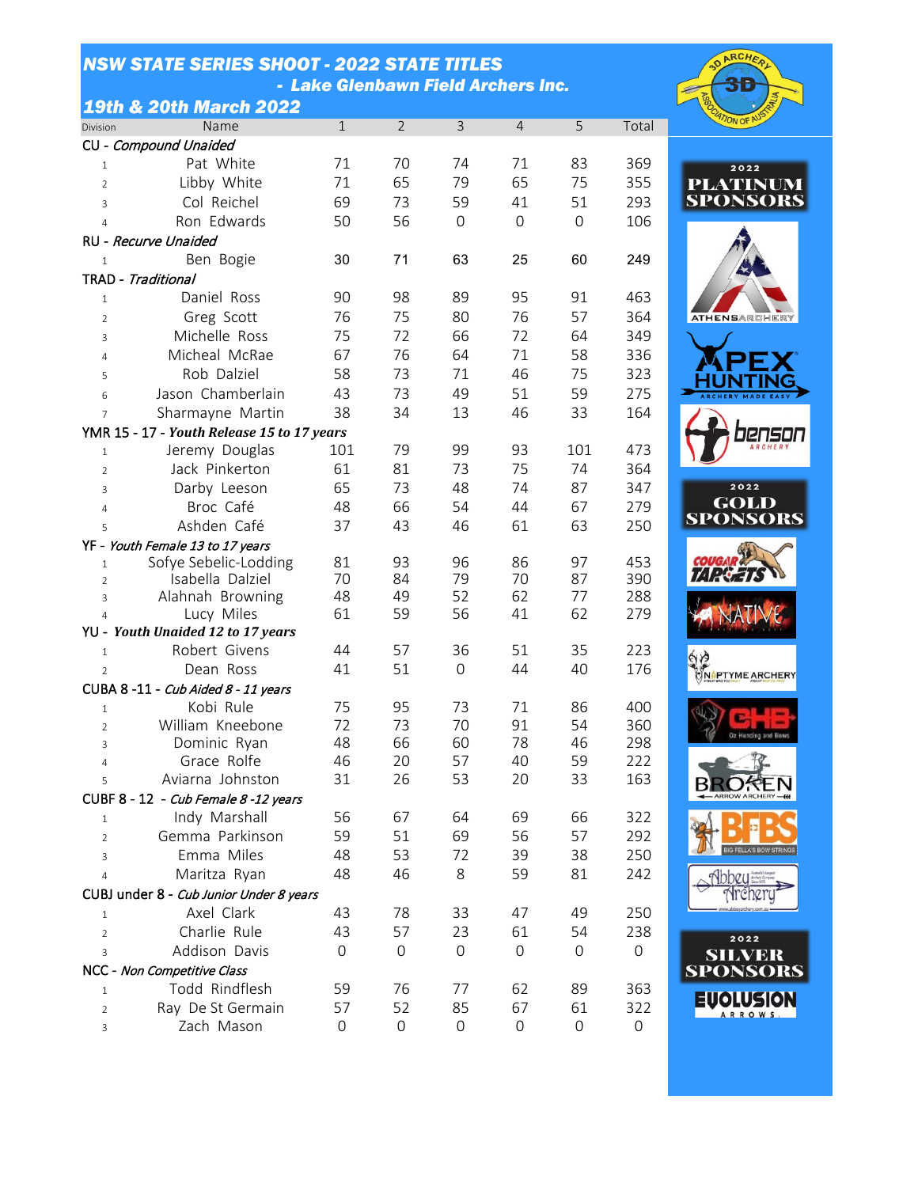# NSW STATE SERIES SHOOT - 2022 STATE TITLES

## - Lake Glenbawn Field Archers Inc.

## 19th & 20th March 2022

| Division | Name | 1 | 2 | 3 | 4 | 5 | Total |
|---|---|---|---|---|---|---|---|
| CU - *Compound Unaided* | | | | | | | |
| 1 | Pat White | 71 | 70 | 74 | 71 | 83 | 369 |
| 2 | Libby White | 71 | 65 | 79 | 65 | 75 | 355 |
| 3 | Col Reichel | 69 | 73 | 59 | 41 | 51 | 293 |
| 4 | Ron Edwards | 50 | 56 | 0 | 0 | 0 | 106 |
| RU - *Recurve Unaided* | | | | | | | |
| 1 | Ben Bogie | 30 | 71 | 63 | 25 | 60 | 249 |
| TRAD - *Traditional* | | | | | | | |
| 1 | Daniel Ross | 90 | 98 | 89 | 95 | 91 | 463 |
| 2 | Greg Scott | 76 | 75 | 80 | 76 | 57 | 364 |
| 3 | Michelle Ross | 75 | 72 | 66 | 72 | 64 | 349 |
| 4 | Micheal McRae | 67 | 76 | 64 | 71 | 58 | 336 |
| 5 | Rob Dalziel | 58 | 73 | 71 | 46 | 75 | 323 |
| 6 | Jason Chamberlain | 43 | 73 | 49 | 51 | 59 | 275 |
| 7 | Sharmayne Martin | 38 | 34 | 13 | 46 | 33 | 164 |
| YMR 15 - 17 - ***Youth Release 15 to 17 years*** | | | | | | | |
| 1 | Jeremy Douglas | 101 | 79 | 99 | 93 | 101 | 473 |
| 2 | Jack Pinkerton | 61 | 81 | 73 | 75 | 74 | 364 |
| 3 | Darby Leeson | 65 | 73 | 48 | 74 | 87 | 347 |
| 4 | Broc Café | 48 | 66 | 54 | 44 | 67 | 279 |
| 5 | Ashden Café | 37 | 43 | 46 | 61 | 63 | 250 |
| YF - *Youth Female 13 to 17 years* | | | | | | | |
| 1 | Sofye Sebelic-Lodding | 81 | 93 | 96 | 86 | 97 | 453 |
| 2 | Isabella Dalziel | 70 | 84 | 79 | 70 | 87 | 390 |
| 3 | Alahnah Browning | 48 | 49 | 52 | 62 | 77 | 288 |
| 4 | Lucy Miles | 61 | 59 | 56 | 41 | 62 | 279 |
| YU - ***Youth Unaided 12 to 17 years*** | | | | | | | |
| 1 | Robert Givens | 44 | 57 | 36 | 51 | 35 | 223 |
| 2 | Dean Ross | 41 | 51 | 0 | 44 | 40 | 176 |
| CUBA 8 -11 - *Cub Aided 8 - 11 years* | | | | | | | |
| 1 | Kobi Rule | 75 | 95 | 73 | 71 | 86 | 400 |
| 2 | William Kneebone | 72 | 73 | 70 | 91 | 54 | 360 |
| 3 | Dominic Ryan | 48 | 66 | 60 | 78 | 46 | 298 |
| 4 | Grace Rolfe | 46 | 20 | 57 | 40 | 59 | 222 |
| 5 | Aviarna Johnston | 31 | 26 | 53 | 20 | 33 | 163 |
| CUBF 8 - 12 - *Cub Female 8 -12 years* | | | | | | | |
| 1 | Indy Marshall | 56 | 67 | 64 | 69 | 66 | 322 |
| 2 | Gemma Parkinson | 59 | 51 | 69 | 56 | 57 | 292 |
| 3 | Emma Miles | 48 | 53 | 72 | 39 | 38 | 250 |
| 4 | Maritza Ryan | 48 | 46 | 8 | 59 | 81 | 242 |
| CUBJ under 8 - *Cub Junior Under 8 years* | | | | | | | |
| 1 | Axel Clark | 43 | 78 | 33 | 47 | 49 | 250 |
| 2 | Charlie Rule | 43 | 57 | 23 | 61 | 54 | 238 |
| 3 | Addison Davis | 0 | 0 | 0 | 0 | 0 | 0 |
| NCC - *Non Competitive Class* | | | | | | | |
| 1 | Todd Rindflesh | 59 | 76 | 77 | 62 | 89 | 363 |
| 2 | Ray De St Germain | 57 | 52 | 85 | 67 | 61 | 322 |
| 3 | Zach Mason | 0 | 0 | 0 | 0 | 0 | 0 |

**2022 PLATINUM SPONSORS**

ATHENS ARCHERY

APEX HUNTING

benson ARCHERY

**2022 GOLD SPONSORS**

COUGAR TARGETS

NATIVE

NOPTYME ARCHERY

OHB Oz Hunting and Bows

BROKEN ARROW ARCHERY

BFBS BIG FELLA'S BOW STRINGS

Abbey Archery

**2022 SILVER SPONSORS**

EVOLUSION ARROWS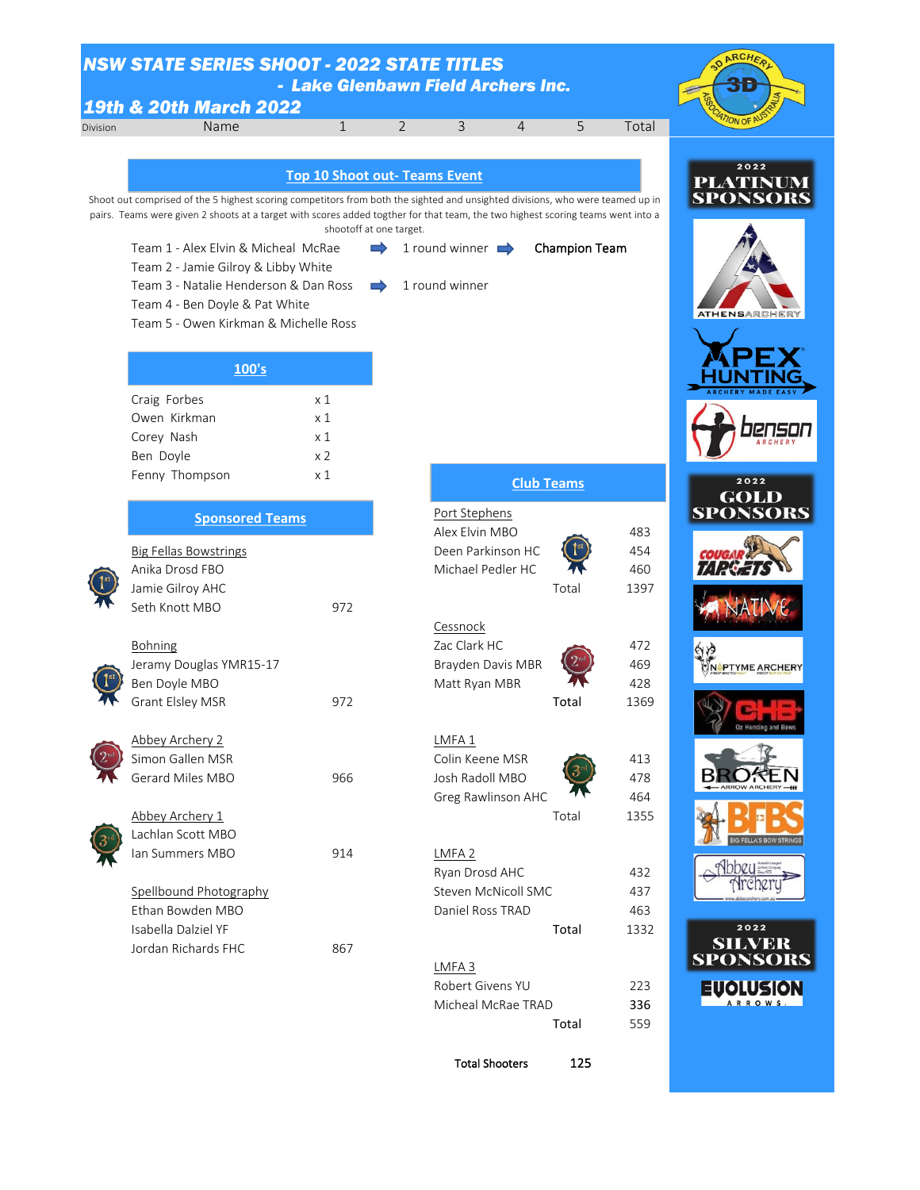# NSW STATE SERIES SHOOT - 2022 STATE TITLES

## - Lake Glenbawn Field Archers Inc.

## 19th & 20th March 2022

| Division | Name | 1 | 2 | 3 | 4 | 5 | Total |
|---|---|---|---|---|---|---|---|

### Top 10 Shoot out- Teams Event

Shoot out comprised of the 5 highest scoring competitors from both the sighted and unsighted divisions, who were teamed up in pairs. Teams were given 2 shoots at a target with scores added togther for that team, the two highest scoring teams went into a shootoff at one target.

- Team 1 - Alex Elvin & Micheal McRae ➡ 1 round winner ➡ Champion Team
- Team 2 - Jamie Gilroy & Libby White
- Team 3 - Natalie Henderson & Dan Ross ➡ 1 round winner
- Team 4 - Ben Doyle & Pat White
- Team 5 - Owen Kirkman & Michelle Ross

### 100's

| | |
|---|---|
| Craig Forbes | x 1 |
| Owen Kirkman | x 1 |
| Corey Nash | x 1 |
| Ben Doyle | x 2 |
| Fenny Thompson | x 1 |

### Sponsored Teams

**Big Fellas Bowstrings** (1st)
- Anika Drosd FBO
- Jamie Gilroy AHC
- Seth Knott MBO — 972

**Bohning** (1st)
- Jeramy Douglas YMR15-17
- Ben Doyle MBO
- Grant Elsley MSR — 972

**Abbey Archery 2** (2nd)
- Simon Gallen MSR
- Gerard Miles MBO — 966

**Abbey Archery 1** (3rd)
- Lachlan Scott MBO
- Ian Summers MBO — 914

**Spellbound Photography**
- Ethan Bowden MBO
- Isabella Dalziel YF
- Jordan Richards FHC — 867

### Club Teams

**Port Stephens** (1st)

| | |
|---|---|
| Alex Elvin MBO | 483 |
| Deen Parkinson HC | 454 |
| Michael Pedler HC | 460 |
| Total | 1397 |

**Cessnock** (2nd)

| | |
|---|---|
| Zac Clark HC | 472 |
| Brayden Davis MBR | 469 |
| Matt Ryan MBR | 428 |
| Total | 1369 |

**LMFA 1** (3rd)

| | |
|---|---|
| Colin Keene MSR | 413 |
| Josh Radoll MBO | 478 |
| Greg Rawlinson AHC | 464 |
| Total | 1355 |

**LMFA 2**

| | |
|---|---|
| Ryan Drosd AHC | 432 |
| Steven McNicoll SMC | 437 |
| Daniel Ross TRAD | 463 |
| Total | 1332 |

**LMFA 3**

| | |
|---|---|
| Robert Givens YU | 223 |
| Micheal McRae TRAD | 336 |
| Total | 559 |

**Total Shooters 125**

2022 PLATINUM SPONSORS

ATHENS ARCHERY

APEX HUNTING – ARCHERY MADE EASY

benson ARCHERY

2022 GOLD SPONSORS

COUGAR TARGETS

NATIVE

NEPTYME ARCHERY

CHB – Oz Handling and Bows

BROKEN ARROW ARCHERY

BFBS – BIG FELLA'S BOW STRINGS

Abbey Archery

2022 SILVER SPONSORS

EVOLUSION ARROWS